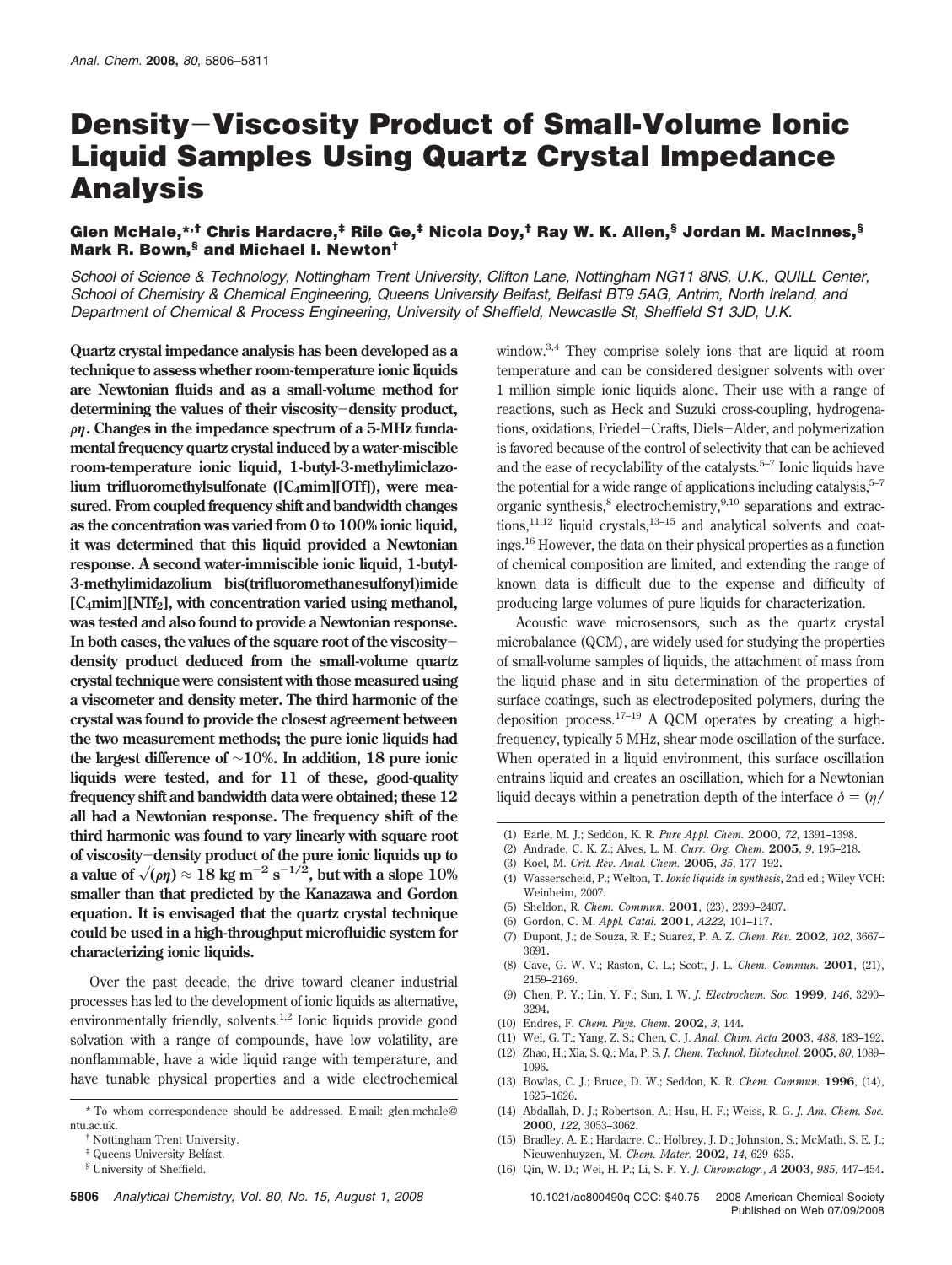# Density–Viscosity Product of Small-Volume Ionic Liquid Samples Using Quartz Crystal Impedance Analysis

**Glen McHale,*,† Chris Hardacre,‡ Rile Ge,‡ Nicola Doy,† Ray W. K. Allen,§ Jordan M. MacInnes,§ Mark R. Bown,§ and Michael I. Newton†**

*School of Science & Technology, Nottingham Trent University, Clifton Lane, Nottingham NG11 8NS, U.K., QUILL Center, School of Chemistry & Chemical Engineering, Queens University Belfast, Belfast BT9 5AG, Antrim, North Ireland, and Department of Chemical & Process Engineering, University of Sheffield, Newcastle St, Sheffield S1 3JD, U.K.*

**Quartz crystal impedance analysis has been developed as a technique to assess whether room-temperature ionic liquids are Newtonian fluids and as a small-volume method for determining the values of their viscosity–density product, $\rho\eta$. Changes in the impedance spectrum of a 5-MHz fundamental frequency quartz crystal induced by a water-miscible room-temperature ionic liquid, 1-butyl-3-methylimiclazolium trifluoromethylsulfonate ([$C_4$mim][OTf]), were measured. From coupled frequency shift and bandwidth changes as the concentration was varied from 0 to 100% ionic liquid, it was determined that this liquid provided a Newtonian response. A second water-immiscible ionic liquid, 1-butyl-3-methylimidazolium bis(trifluoromethanesulfonyl)imide [$C_4$mim][$NTf_2$], with concentration varied using methanol, was tested and also found to provide a Newtonian response. In both cases, the values of the square root of the viscosity–density product deduced from the small-volume quartz crystal technique were consistent with those measured using a viscometer and density meter. The third harmonic of the crystal was found to provide the closest agreement between the two measurement methods; the pure ionic liquids had the largest difference of ~10%. In addition, 18 pure ionic liquids were tested, and for 11 of these, good-quality frequency shift and bandwidth data were obtained; these 12 all had a Newtonian response. The frequency shift of the third harmonic was found to vary linearly with square root of viscosity–density product of the pure ionic liquids up to a value of $\sqrt{(\rho\eta)} \approx 18$ kg m$^{-2}$ s$^{-1/2}$, but with a slope 10% smaller than that predicted by the Kanazawa and Gordon equation. It is envisaged that the quartz crystal technique could be used in a high-throughput microfluidic system for characterizing ionic liquids.**

Over the past decade, the drive toward cleaner industrial processes has led to the development of ionic liquids as alternative, environmentally friendly, solvents.[1,2] Ionic liquids provide good solvation with a range of compounds, have low volatility, are nonflammable, have a wide liquid range with temperature, and have tunable physical properties and a wide electrochemical window.[3,4] They comprise solely ions that are liquid at room temperature and can be considered designer solvents with over 1 million simple ionic liquids alone. Their use with a range of reactions, such as Heck and Suzuki cross-coupling, hydrogenations, oxidations, Friedel–Crafts, Diels–Alder, and polymerization is favored because of the control of selectivity that can be achieved and the ease of recyclability of the catalysts.[5–7] Ionic liquids have the potential for a wide range of applications including catalysis,[5–7] organic synthesis,[8] electrochemistry,[9,10] separations and extractions,[11,12] liquid crystals,[13–15] and analytical solvents and coatings.[16] However, the data on their physical properties as a function of chemical composition are limited, and extending the range of known data is difficult due to the expense and difficulty of producing large volumes of pure liquids for characterization.

Acoustic wave microsensors, such as the quartz crystal microbalance (QCM), are widely used for studying the properties of small-volume samples of liquids, the attachment of mass from the liquid phase and in situ determination of the properties of surface coatings, such as electrodeposited polymers, during the deposition process.[17–19] A QCM operates by creating a high-frequency, typically 5 MHz, shear mode oscillation of the surface. When operated in a liquid environment, this surface oscillation entrains liquid and creates an oscillation, which for a Newtonian liquid decays within a penetration depth of the interface $\delta = (\eta/$

\* To whom correspondence should be addressed. E-mail: glen.mchale@ntu.ac.uk.

† Nottingham Trent University.

‡ Queens University Belfast.

§ University of Sheffield.

(1) Earle, M. J.; Seddon, K. R. *Pure Appl. Chem.* **2000**, *72*, 1391–1398.
(2) Andrade, C. K. Z.; Alves, L. M. *Curr. Org. Chem.* **2005**, *9*, 195–218.
(3) Koel, M. *Crit. Rev. Anal. Chem.* **2005**, *35*, 177–192.
(4) Wasserscheid, P.; Welton, T. *Ionic liquids in synthesis*, 2nd ed.; Wiley VCH: Weinheim, 2007.
(5) Sheldon, R. *Chem. Commun.* **2001**, (23), 2399–2407.
(6) Gordon, C. M. *Appl. Catal.* **2001**, *A222*, 101–117.
(7) Dupont, J.; de Souza, R. F.; Suarez, P. A. Z. *Chem. Rev.* **2002**, *102*, 3667–3691.
(8) Cave, G. W. V.; Raston, C. L.; Scott, J. L. *Chem. Commun.* **2001**, (21), 2159–2169.
(9) Chen, P. Y.; Lin, Y. F.; Sun, I. W. *J. Electrochem. Soc.* **1999**, *146*, 3290–3294.
(10) Endres, F. *Chem. Phys. Chem.* **2002**, *3*, 144.
(11) Wei, G. T.; Yang, Z. S.; Chen, C. J. *Anal. Chim. Acta* **2003**, *488*, 183–192.
(12) Zhao, H.; Xia, S. Q.; Ma, P. S. *J. Chem. Technol. Biotechnol.* **2005**, *80*, 1089–1096.
(13) Bowlas, C. J.; Bruce, D. W.; Seddon, K. R. *Chem. Commun.* **1996**, (14), 1625–1626.
(14) Abdallah, D. J.; Robertson, A.; Hsu, H. F.; Weiss, R. G. *J. Am. Chem. Soc.* **2000**, *122*, 3053–3062.
(15) Bradley, A. E.; Hardacre, C.; Holbrey, J. D.; Johnston, S.; McMath, S. E. J.; Nieuwenhuyzen, M. *Chem. Mater.* **2002**, *14*, 629–635.
(16) Qin, W. D.; Wei, H. P.; Li, S. F. Y. *J. Chromatogr., A* **2003**, *985*, 447–454.

10.1021/ac800490q CCC: $40.75 © 2008 American Chemical Society
Published on Web 07/09/2008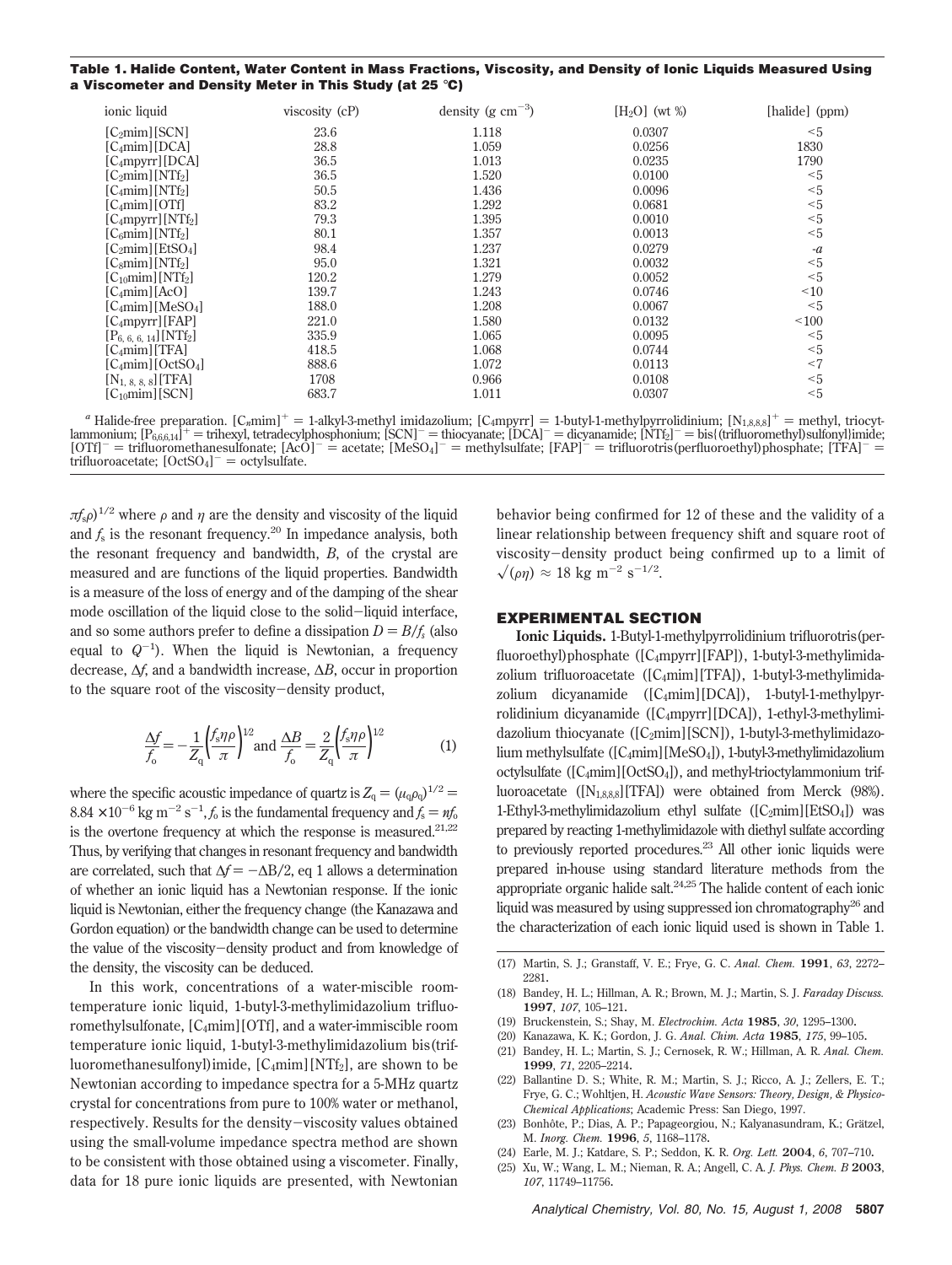**Table 1. Halide Content, Water Content in Mass Fractions, Viscosity, and Density of Ionic Liquids Measured Using a Viscometer and Density Meter in This Study (at 25 °C)**

| ionic liquid | viscosity (cP) | density (g cm$^{-3}$) | [$H_2O$] (wt %) | [halide] (ppm) |
|---|---|---|---|---|
| [$C_2$mim][SCN] | 23.6 | 1.118 | 0.0307 | <5 |
| [$C_4$mim][DCA] | 28.8 | 1.059 | 0.0256 | 1830 |
| [$C_4$mpyrr][DCA] | 36.5 | 1.013 | 0.0235 | 1790 |
| [$C_2$mim][$NTf_2$] | 36.5 | 1.520 | 0.0100 | <5 |
| [$C_4$mim][$NTf_2$] | 50.5 | 1.436 | 0.0096 | <5 |
| [$C_4$mim][OTf] | 83.2 | 1.292 | 0.0681 | <5 |
| [$C_4$mpyrr][$NTf_2$] | 79.3 | 1.395 | 0.0010 | <5 |
| [$C_6$mim][$NTf_2$] | 80.1 | 1.357 | 0.0013 | <5 |
| [$C_2$mim][$EtSO_4$] | 98.4 | 1.237 | 0.0279 | -*a* |
| [$C_8$mim][$NTf_2$] | 95.0 | 1.321 | 0.0032 | <5 |
| [$C_{10}$mim][$NTf_2$] | 120.2 | 1.279 | 0.0052 | <5 |
| [$C_4$mim][AcO] | 139.7 | 1.243 | 0.0746 | <10 |
| [$C_4$mim][$MeSO_4$] | 188.0 | 1.208 | 0.0067 | <5 |
| [$C_4$mpyrr][FAP] | 221.0 | 1.580 | 0.0132 | <100 |
| [$P_{6,6,6,14}$][$NTf_2$] | 335.9 | 1.065 | 0.0095 | <5 |
| [$C_4$mim][TFA] | 418.5 | 1.068 | 0.0744 | <5 |
| [$C_4$mim][$OctSO_4$] | 888.6 | 1.072 | 0.0113 | <7 |
| [$N_{1,8,8,8}$][TFA] | 1708 | 0.966 | 0.0108 | <5 |
| [$C_{10}$mim][SCN] | 683.7 | 1.011 | 0.0307 | <5 |

[a] Halide-free preparation. [$C_n$mim]$^+$ = 1-alkyl-3-methyl imidazolium; [$C_4$mpyrr] = 1-butyl-1-methylpyrrolidinium; [$N_{1,8,8,8}$]$^+$ = methyl, trioctylammonium; [$P_{6,6,6,14}$]$^+$ = trihexyl, tetradecylphosphonium; [SCN]$^-$ = thiocyanate; [DCA]$^-$ = dicyanamide; [$NTf_2$]$^-$ = bis{(trifluoromethyl)sulfonyl}imide; [OTf]$^-$ = trifluoromethanesulfonate; [AcO]$^-$ = acetate; [$MeSO_4$]$^-$ = methylsulfate; [FAP]$^-$ = trifluorotris(perfluoroethyl)phosphate; [TFA]$^-$ = trifluoroacetate; [$OctSO_4$]$^-$ = octylsulfate.

$\pi f_s \rho)^{1/2}$ where $\rho$ and $\eta$ are the density and viscosity of the liquid and $f_s$ is the resonant frequency.[20] In impedance analysis, both the resonant frequency and bandwidth, $B$, of the crystal are measured and are functions of the liquid properties. Bandwidth is a measure of the loss of energy and of the damping of the shear mode oscillation of the liquid close to the solid−liquid interface, and so some authors prefer to define a dissipation $D = B/f_s$ (also equal to $Q^{-1}$). When the liquid is Newtonian, a frequency decrease, $\Delta f$, and a bandwidth increase, $\Delta B$, occur in proportion to the square root of the viscosity−density product,

$$\frac{\Delta f}{f_o} = -\frac{1}{Z_q}\left(\frac{f_s \eta \rho}{\pi}\right)^{1/2} \text{ and } \frac{\Delta B}{f_o} = \frac{2}{Z_q}\left(\frac{f_s \eta \rho}{\pi}\right)^{1/2} \tag{1}$$

where the specific acoustic impedance of quartz is $Z_q = (\mu_q \rho_q)^{1/2} = 8.84 \times 10^{-6}$ kg m$^{-2}$ s$^{-1}$, $f_o$ is the fundamental frequency and $f_s = nf_o$ is the overtone frequency at which the response is measured.[21,22] Thus, by verifying that changes in resonant frequency and bandwidth are correlated, such that $\Delta f = -\Delta B/2$, eq 1 allows a determination of whether an ionic liquid has a Newtonian response. If the ionic liquid is Newtonian, either the frequency change (the Kanazawa and Gordon equation) or the bandwidth change can be used to determine the value of the viscosity−density product and from knowledge of the density, the viscosity can be deduced.

In this work, concentrations of a water-miscible room-temperature ionic liquid, 1-butyl-3-methylimidazolium trifluoromethylsulfonate, [$C_4$mim][OTf], and a water-immiscible room temperature ionic liquid, 1-butyl-3-methylimidazolium bis(trifluoromethanesulfonyl)imide, [$C_4$mim][$NTf_2$], are shown to be Newtonian according to impedance spectra for a 5-MHz quartz crystal for concentrations from pure to 100% water or methanol, respectively. Results for the density−viscosity values obtained using the small-volume impedance spectra method are shown to be consistent with those obtained using a viscometer. Finally, data for 18 pure ionic liquids are presented, with Newtonian behavior being confirmed for 12 of these and the validity of a linear relationship between frequency shift and square root of viscosity−density product being confirmed up to a limit of $\sqrt{(\rho\eta)} \approx 18$ kg m$^{-2}$ s$^{-1/2}$.

## EXPERIMENTAL SECTION

**Ionic Liquids.** 1-Butyl-1-methylpyrrolidinium trifluorotris(perfluoroethyl)phosphate ([$C_4$mpyrr][FAP]), 1-butyl-3-methylimidazolium trifluoroacetate ([$C_4$mim][TFA]), 1-butyl-3-methylimidazolium dicyanamide ([$C_4$mim][DCA]), 1-butyl-1-methylpyrrolidinium dicyanamide ([$C_4$mpyrr][DCA]), 1-ethyl-3-methylimidazolium thiocyanate ([$C_2$mim][SCN]), 1-butyl-3-methylimidazolium methylsulfate ([$C_4$mim][$MeSO_4$]), 1-butyl-3-methylimidazolium octylsulfate ([$C_4$mim][$OctSO_4$]), and methyl-trioctylammonium trifluoroacetate ([$N_{1,8,8,8}$][TFA]) were obtained from Merck (98%). 1-Ethyl-3-methylimidazolium ethyl sulfate ([$C_2$mim][$EtSO_4$]) was prepared by reacting 1-methylimidazole with diethyl sulfate according to previously reported procedures.[23] All other ionic liquids were prepared in-house using standard literature methods from the appropriate organic halide salt.[24,25] The halide content of each ionic liquid was measured by using suppressed ion chromatography[26] and the characterization of each ionic liquid used is shown in Table 1.

(17) Martin, S. J.; Granstaff, V. E.; Frye, G. C. *Anal. Chem.* **1991**, *63*, 2272–2281.
(18) Bandey, H. L.; Hillman, A. R.; Brown, M. J.; Martin, S. J. *Faraday Discuss.* **1997**, *107*, 105–121.
(19) Bruckenstein, S.; Shay, M. *Electrochim. Acta* **1985**, *30*, 1295–1300.
(20) Kanazawa, K. K.; Gordon, J. G. *Anal. Chim. Acta* **1985**, *175*, 99–105.
(21) Bandey, H. L.; Martin, S. J.; Cernosek, R. W.; Hillman, A. R. *Anal. Chem.* **1999**, *71*, 2205–2214.
(22) Ballantine D. S.; White, R. M.; Martin, S. J.; Ricco, A. J.; Zellers, E. T.; Frye, G. C.; Wohltjen, H. *Acoustic Wave Sensors: Theory, Design, & Physico-Chemical Applications*; Academic Press: San Diego, 1997.
(23) Bonhôte, P.; Dias, A. P.; Papageorgiou, N.; Kalyanasundram, K.; Grätzel, M. *Inorg. Chem.* **1996**, *5*, 1168–1178.
(24) Earle, M. J.; Katdare, S. P.; Seddon, K. R. *Org. Lett.* **2004**, *6*, 707–710.
(25) Xu, W.; Wang, L. M.; Nieman, R. A.; Angell, C. A. *J. Phys. Chem. B* **2003**, *107*, 11749–11756.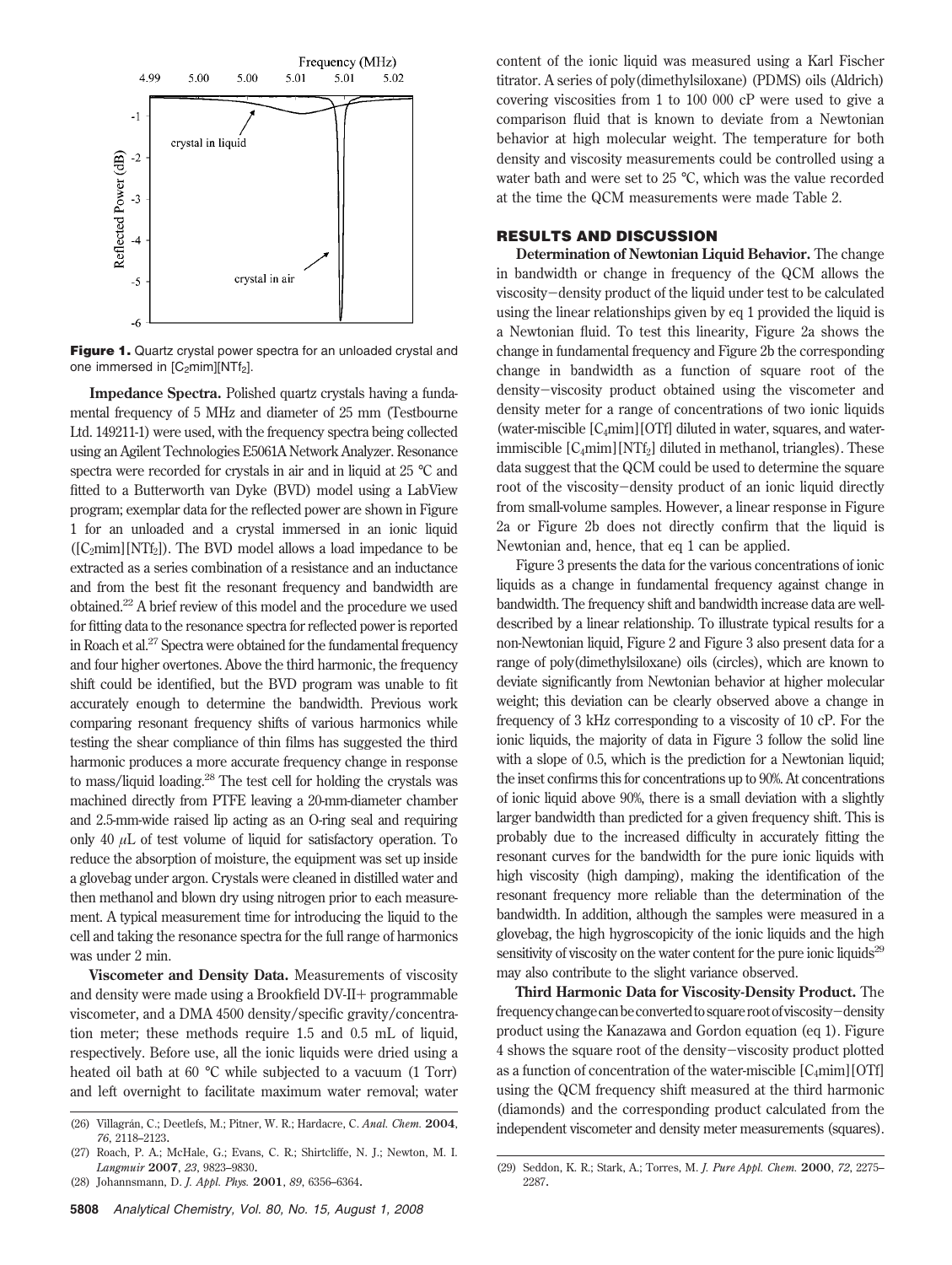**Figure 1.** Quartz crystal power spectra for an unloaded crystal and one immersed in [$C_2$mim][$NTf_2$].

**Impedance Spectra.** Polished quartz crystals having a fundamental frequency of 5 MHz and diameter of 25 mm (Testbourne Ltd. 149211-1) were used, with the frequency spectra being collected using an Agilent Technologies E5061A Network Analyzer. Resonance spectra were recorded for crystals in air and in liquid at 25 °C and fitted to a Butterworth van Dyke (BVD) model using a LabView program; exemplar data for the reflected power are shown in Figure 1 for an unloaded and a crystal immersed in an ionic liquid ([$C_2$mim][$NTf_2$]). The BVD model allows a load impedance to be extracted as a series combination of a resistance and an inductance and from the best fit the resonant frequency and bandwidth are obtained.[22] A brief review of this model and the procedure we used for fitting data to the resonance spectra for reflected power is reported in Roach et al.[27] Spectra were obtained for the fundamental frequency and four higher overtones. Above the third harmonic, the frequency shift could be identified, but the BVD program was unable to fit accurately enough to determine the bandwidth. Previous work comparing resonant frequency shifts of various harmonics while testing the shear compliance of thin films has suggested the third harmonic produces a more accurate frequency change in response to mass/liquid loading.[28] The test cell for holding the crystals was machined directly from PTFE leaving a 20-mm-diameter chamber and 2.5-mm-wide raised lip acting as an O-ring seal and requiring only 40 $\mu$L of test volume of liquid for satisfactory operation. To reduce the absorption of moisture, the equipment was set up inside a glovebag under argon. Crystals were cleaned in distilled water and then methanol and blown dry using nitrogen prior to each measurement. A typical measurement time for introducing the liquid to the cell and taking the resonance spectra for the full range of harmonics was under 2 min.

**Viscometer and Density Data.** Measurements of viscosity and density were made using a Brookfield DV-II+ programmable viscometer, and a DMA 4500 density/specific gravity/concentration meter; these methods require 1.5 and 0.5 mL of liquid, respectively. Before use, all the ionic liquids were dried using a heated oil bath at 60 °C while subjected to a vacuum (1 Torr) and left overnight to facilitate maximum water removal; water content of the ionic liquid was measured using a Karl Fischer titrator. A series of poly(dimethylsiloxane) (PDMS) oils (Aldrich) covering viscosities from 1 to 100 000 cP were used to give a comparison fluid that is known to deviate from a Newtonian behavior at high molecular weight. The temperature for both density and viscosity measurements could be controlled using a water bath and were set to 25 °C, which was the value recorded at the time the QCM measurements were made Table 2.

## RESULTS AND DISCUSSION

**Determination of Newtonian Liquid Behavior.** The change in bandwidth or change in frequency of the QCM allows the viscosity–density product of the liquid under test to be calculated using the linear relationships given by eq 1 provided the liquid is a Newtonian fluid. To test this linearity, Figure 2a shows the change in fundamental frequency and Figure 2b the corresponding change in bandwidth as a function of square root of the density–viscosity product obtained using the viscometer and density meter for a range of concentrations of two ionic liquids (water-miscible [$C_4$mim][OTf] diluted in water, squares, and water-immiscible [$C_4$mim][$NTf_2$] diluted in methanol, triangles). These data suggest that the QCM could be used to determine the square root of the viscosity–density product of an ionic liquid directly from small-volume samples. However, a linear response in Figure 2a or Figure 2b does not directly confirm that the liquid is Newtonian and, hence, that eq 1 can be applied.

Figure 3 presents the data for the various concentrations of ionic liquids as a change in fundamental frequency against change in bandwidth. The frequency shift and bandwidth increase data are well-described by a linear relationship. To illustrate typical results for a non-Newtonian liquid, Figure 2 and Figure 3 also present data for a range of poly(dimethylsiloxane) oils (circles), which are known to deviate significantly from Newtonian behavior at higher molecular weight; this deviation can be clearly observed above a change in frequency of 3 kHz corresponding to a viscosity of 10 cP. For the ionic liquids, the majority of data in Figure 3 follow the solid line with a slope of 0.5, which is the prediction for a Newtonian liquid; the inset confirms this for concentrations up to 90%. At concentrations of ionic liquid above 90%, there is a small deviation with a slightly larger bandwidth than predicted for a given frequency shift. This is probably due to the increased difficulty in accurately fitting the resonant curves for the bandwidth for the pure ionic liquids with high viscosity (high damping), making the identification of the resonant frequency more reliable than the determination of the bandwidth. In addition, although the samples were measured in a glovebag, the high hygroscopicity of the ionic liquids and the high sensitivity of viscosity on the water content for the pure ionic liquids[29] may also contribute to the slight variance observed.

**Third Harmonic Data for Viscosity-Density Product.** The frequency change can be converted to square root of viscosity–density product using the Kanazawa and Gordon equation (eq 1). Figure 4 shows the square root of the density–viscosity product plotted as a function of concentration of the water-miscible [$C_4$mim][OTf] using the QCM frequency shift measured at the third harmonic (diamonds) and the corresponding product calculated from the independent viscometer and density meter measurements (squares).

(26) Villagrán, C.; Deetlefs, M.; Pitner, W. R.; Hardacre, C. *Anal. Chem.* **2004**, *76*, 2118–2123.

(27) Roach, P. A.; McHale, G.; Evans, C. R.; Shirtcliffe, N. J.; Newton, M. I. *Langmuir* **2007**, *23*, 9823–9830.

(28) Johannsmann, D. *J. Appl. Phys.* **2001**, *89*, 6356–6364.

(29) Seddon, K. R.; Stark, A.; Torres, M. *J. Pure Appl. Chem.* **2000**, *72*, 2275–2287.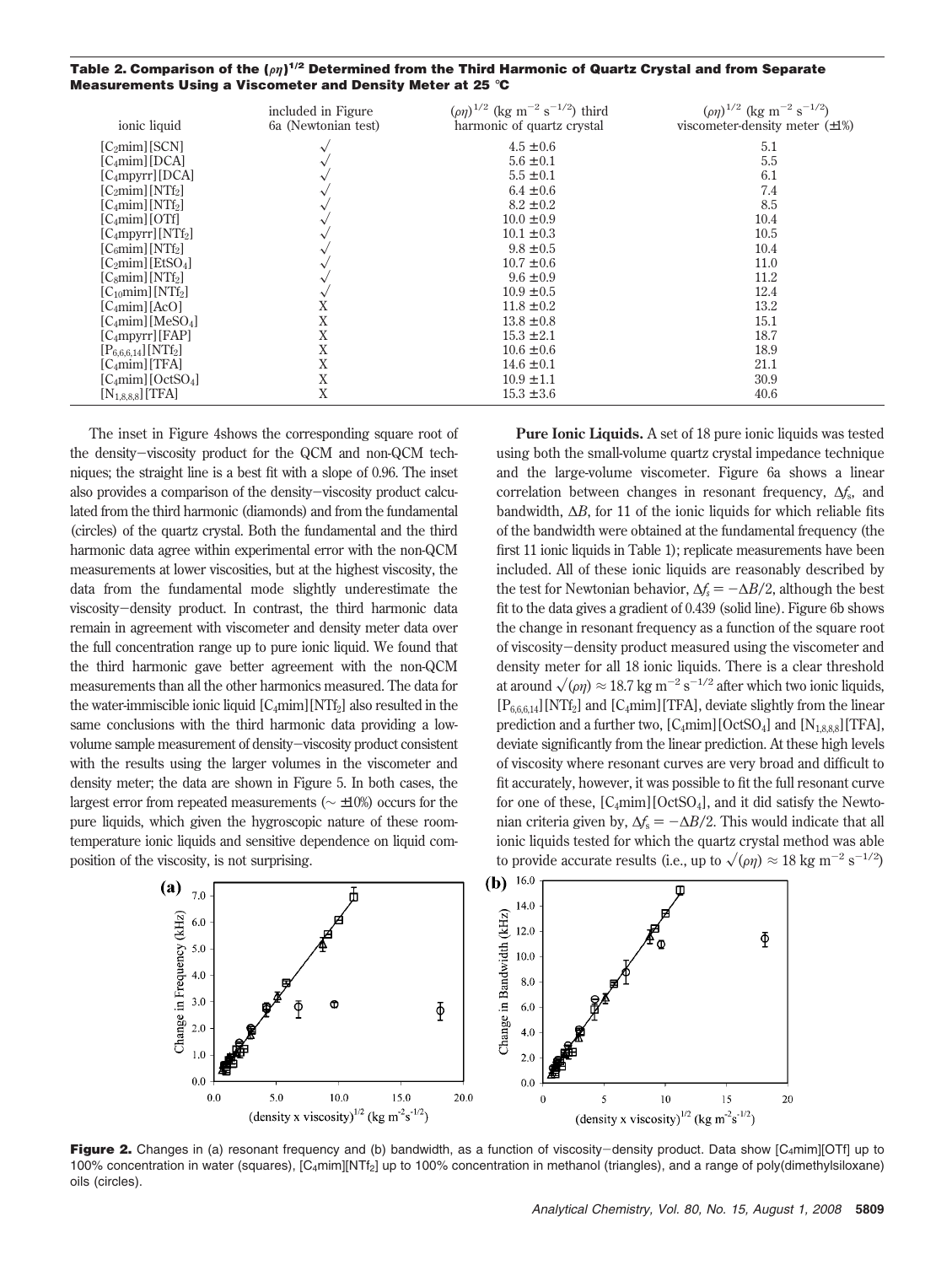**Table 2. Comparison of the $(\rho\eta)^{1/2}$ Determined from the Third Harmonic of Quartz Crystal and from Separate Measurements Using a Viscometer and Density Meter at 25 °C**

| ionic liquid | included in Figure 6a (Newtonian test) | $(\rho\eta)^{1/2}$ (kg m$^{-2}$ s$^{-1/2}$) third harmonic of quartz crystal | $(\rho\eta)^{1/2}$ (kg m$^{-2}$ s$^{-1/2}$) viscometer-density meter (±1%) |
|---|---|---|---|
| [C$_2$mim][SCN] | √ | 4.5 ±0.6 | 5.1 |
| [C$_4$mim][DCA] | √ | 5.6 ±0.1 | 5.5 |
| [C$_4$mpyrr][DCA] | √ | 5.5 ±0.1 | 6.1 |
| [C$_2$mim][NTf$_2$] | √ | 6.4 ±0.6 | 7.4 |
| [C$_4$mim][NTf$_2$] | √ | 8.2 ±0.2 | 8.5 |
| [C$_4$mim][OTf] | √ | 10.0 ±0.9 | 10.4 |
| [C$_4$mpyrr][NTf$_2$] | √ | 10.1 ±0.3 | 10.5 |
| [C$_6$mim][NTf$_2$] | √ | 9.8 ±0.5 | 10.4 |
| [C$_2$mim][EtSO$_4$] | √ | 10.7 ±0.6 | 11.0 |
| [C$_8$mim][NTf$_2$] | √ | 9.6 ±0.9 | 11.2 |
| [C$_{10}$mim][NTf$_2$] | √ | 10.9 ±0.5 | 12.4 |
| [C$_4$mim][AcO] | X | 11.8 ±0.2 | 13.2 |
| [C$_4$mim][MeSO$_4$] | X | 13.8 ±0.8 | 15.1 |
| [C$_4$mpyrr][FAP] | X | 15.3 ±2.1 | 18.7 |
| [P$_{6,6,6,14}$][NTf$_2$] | X | 10.6 ±0.6 | 18.9 |
| [C$_4$mim][TFA] | X | 14.6 ±0.1 | 21.1 |
| [C$_4$mim][OctSO$_4$] | X | 10.9 ±1.1 | 30.9 |
| [N$_{1,8,8,8}$][TFA] | X | 15.3 ±3.6 | 40.6 |

The inset in Figure 4shows the corresponding square root of the density−viscosity product for the QCM and non-QCM techniques; the straight line is a best fit with a slope of 0.96. The inset also provides a comparison of the density−viscosity product calculated from the third harmonic (diamonds) and from the fundamental (circles) of the quartz crystal. Both the fundamental and the third harmonic data agree within experimental error with the non-QCM measurements at lower viscosities, but at the highest viscosity, the data from the fundamental mode slightly underestimate the viscosity−density product. In contrast, the third harmonic data remain in agreement with viscometer and density meter data over the full concentration range up to pure ionic liquid. We found that the third harmonic gave better agreement with the non-QCM measurements than all the other harmonics measured. The data for the water-immiscible ionic liquid [C$_4$mim][NTf$_2$] also resulted in the same conclusions with the third harmonic data providing a low-volume sample measurement of density−viscosity product consistent with the results using the larger volumes in the viscometer and density meter; the data are shown in Figure 5. In both cases, the largest error from repeated measurements (∼ ±10%) occurs for the pure liquids, which given the hygroscopic nature of these room-temperature ionic liquids and sensitive dependence on liquid composition of the viscosity, is not surprising.

**Pure Ionic Liquids.** A set of 18 pure ionic liquids was tested using both the small-volume quartz crystal impedance technique and the large-volume viscometer. Figure 6a shows a linear correlation between changes in resonant frequency, $\Delta f_s$, and bandwidth, $\Delta B$, for 11 of the ionic liquids for which reliable fits of the bandwidth were obtained at the fundamental frequency (the first 11 ionic liquids in Table 1); replicate measurements have been included. All of these ionic liquids are reasonably described by the test for Newtonian behavior, $\Delta f_s = -\Delta B/2$, although the best fit to the data gives a gradient of 0.439 (solid line). Figure 6b shows the change in resonant frequency as a function of the square root of viscosity−density product measured using the viscometer and density meter for all 18 ionic liquids. There is a clear threshold at around $\sqrt{(\rho\eta)} \approx 18.7$ kg m$^{-2}$ s$^{-1/2}$ after which two ionic liquids, [P$_{6,6,6,14}$][NTf$_2$] and [C$_4$mim][TFA], deviate slightly from the linear prediction and a further two, [C$_4$mim][OctSO$_4$] and [N$_{1,8,8,8}$][TFA], deviate significantly from the linear prediction. At these high levels of viscosity where resonant curves are very broad and difficult to fit accurately, however, it was possible to fit the full resonant curve for one of these, [C$_4$mim][OctSO$_4$], and it did satisfy the Newtonian criteria given by, $\Delta f_s = -\Delta B/2$. This would indicate that all ionic liquids tested for which the quartz crystal method was able to provide accurate results (i.e., up to $\sqrt{(\rho\eta)} \approx 18$ kg m$^{-2}$ s$^{-1/2}$)

**Figure 2.** Changes in (a) resonant frequency and (b) bandwidth, as a function of viscosity−density product. Data show [C$_4$mim][OTf] up to 100% concentration in water (squares), [C$_4$mim][NTf$_2$] up to 100% concentration in methanol (triangles), and a range of poly(dimethylsiloxane) oils (circles).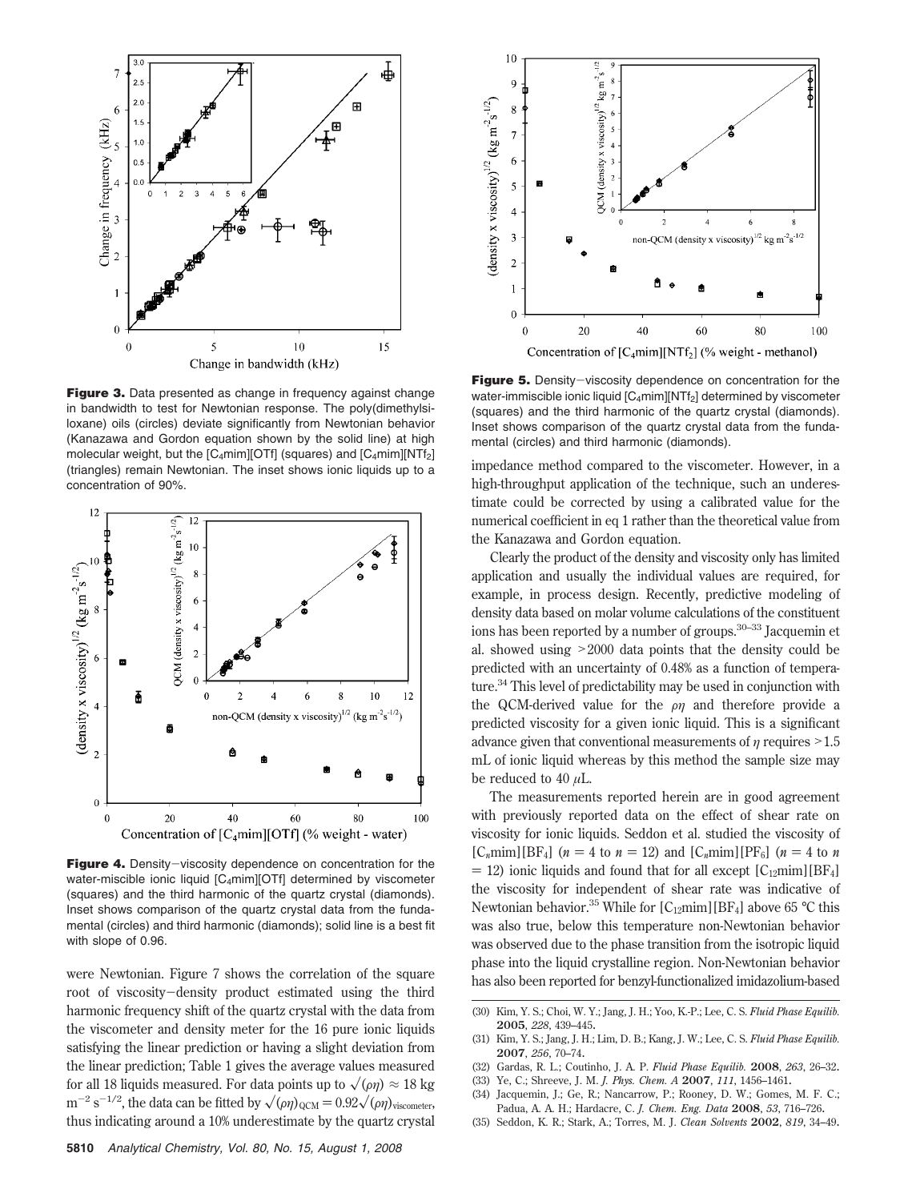**Figure 3.** Data presented as change in frequency against change in bandwidth to test for Newtonian response. The poly(dimethylsiloxane) oils (circles) deviate significantly from Newtonian behavior (Kanazawa and Gordon equation shown by the solid line) at high molecular weight, but the $[C_4mim][OTf]$ (squares) and $[C_4mim][NTf_2]$ (triangles) remain Newtonian. The inset shows ionic liquids up to a concentration of 90%.

**Figure 4.** Density–viscosity dependence on concentration for the water-miscible ionic liquid $[C_4mim][OTf]$ determined by viscometer (squares) and the third harmonic of the quartz crystal (diamonds). Inset shows comparison of the quartz crystal data from the fundamental (circles) and third harmonic (diamonds); solid line is a best fit with slope of 0.96.

were Newtonian. Figure 7 shows the correlation of the square root of viscosity–density product estimated using the third harmonic frequency shift of the quartz crystal with the data from the viscometer and density meter for the 16 pure ionic liquids satisfying the linear prediction or having a slight deviation from the linear prediction; Table 1 gives the average values measured for all 18 liquids measured. For data points up to $\sqrt{(\rho\eta)} \approx 18$ kg $m^{-2}$ $s^{-1/2}$, the data can be fitted by $\sqrt{(\rho\eta)}_{QCM} = 0.92\sqrt{(\rho\eta)}_{viscometer}$, thus indicating around a 10% underestimate by the quartz crystal impedance method compared to the viscometer. However, in a high-throughput application of the technique, such an underestimate could be corrected by using a calibrated value for the numerical coefficient in eq 1 rather than the theoretical value from the Kanazawa and Gordon equation.

**Figure 5.** Density–viscosity dependence on concentration for the water-immiscible ionic liquid $[C_4mim][NTf_2]$ determined by viscometer (squares) and the third harmonic of the quartz crystal (diamonds). Inset shows comparison of the quartz crystal data from the fundamental (circles) and third harmonic (diamonds).

Clearly the product of the density and viscosity only has limited application and usually the individual values are required, for example, in process design. Recently, predictive modeling of density data based on molar volume calculations of the constituent ions has been reported by a number of groups.[30–33] Jacquemin et al. showed using >2000 data points that the density could be predicted with an uncertainty of 0.48% as a function of temperature.[34] This level of predictability may be used in conjunction with the QCM-derived value for the $\rho\eta$ and therefore provide a predicted viscosity for a given ionic liquid. This is a significant advance given that conventional measurements of $\eta$ requires >1.5 mL of ionic liquid whereas by this method the sample size may be reduced to 40 $\mu$L.

The measurements reported herein are in good agreement with previously reported data on the effect of shear rate on viscosity for ionic liquids. Seddon et al. studied the viscosity of $[C_nmim][BF_4]$ ($n = 4$ to $n = 12$) and $[C_nmim][PF_6]$ ($n = 4$ to $n = 12$) ionic liquids and found that for all except $[C_{12}mim][BF_4]$ the viscosity for independent of shear rate was indicative of Newtonian behavior.[35] While for $[C_{12}mim][BF_4]$ above 65 °C this was also true, below this temperature non-Newtonian behavior was observed due to the phase transition from the isotropic liquid phase into the liquid crystalline region. Non-Newtonian behavior has also been reported for benzyl-functionalized imidazolium-based

(30) Kim, Y. S.; Choi, W. Y.; Jang, J. H.; Yoo, K.-P.; Lee, C. S. *Fluid Phase Equilib.* **2005**, *228*, 439–445.
(31) Kim, Y. S.; Jang, J. H.; Lim, D. B.; Kang, J. W.; Lee, C. S. *Fluid Phase Equilib.* **2007**, *256*, 70–74.
(32) Gardas, R. L.; Coutinho, J. A. P. *Fluid Phase Equilib.* **2008**, *263*, 26–32.
(33) Ye, C.; Shreeve, J. M. *J. Phys. Chem. A* **2007**, *111*, 1456–1461.
(34) Jacquemin, J.; Ge, R.; Nancarrow, P.; Rooney, D. W.; Gomes, M. F. C.; Padua, A. A. H.; Hardacre, C. *J. Chem. Eng. Data* **2008**, *53*, 716–726.
(35) Seddon, K. R.; Stark, A.; Torres, M. J. *Clean Solvents* **2002**, *819*, 34–49.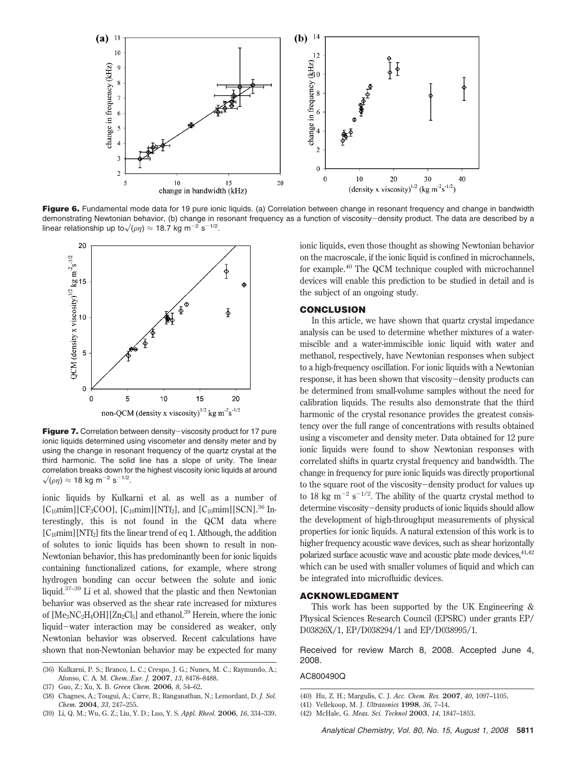(a)

change in frequency (kHz)

change in bandwidth (kHz)

11
10
9
8
7
6
5
4
3
2

5
10
15
20

(b)

change in frequency (kHz)

(density x viscosity)$^{1/2}$ (kg m$^{-2}$s$^{-1/2}$)

14
12
10
8
6
4
2
0

0
10
20
30
40

**Figure 6.** Fundamental mode data for 19 pure ionic liquids. (a) Correlation between change in resonant frequency and change in bandwidth demonstrating Newtonian behavior, (b) change in resonant frequency as a function of viscosity−density product. The data are described by a linear relationship up to $\sqrt{(\rho\eta)} \approx 18.7$ kg m$^{-2}$ s$^{-1/2}$.

QCM (density x viscosity)$^{1/2}$ kg m$^{-2}$s$^{-1/2}$

non-QCM (density x viscosity)$^{1/2}$ kg m$^{-2}$s$^{-1/2}$

20
15
10
5
0

0
5
10
15
20

**Figure 7.** Correlation between density−viscosity product for 17 pure ionic liquids determined using viscometer and density meter and by using the change in resonant frequency of the quartz crystal at the third harmonic. The solid line has a slope of unity. The linear correlation breaks down for the highest viscosity ionic liquids at around $\sqrt{(\rho\eta)} \approx 18$ kg m$^{-2}$ s$^{-1/2}$.

ionic liquids by Kulkarni et al. as well as a number of $[C_{10}mim][CF_3COO]$, $[C_{10}mim][NTf_2]$, and $[C_{10}mim][SCN]$.[36] Interestingly, this is not found in the QCM data where $[C_{10}mim][NTf_2]$ fits the linear trend of eq 1. Although, the addition of solutes to ionic liquids has been shown to result in non-Newtonian behavior, this has predominantly been for ionic liquids containing functionalized cations, for example, where strong hydrogen bonding can occur between the solute and ionic liquid.[37–39] Li et al. showed that the plastic and then Newtonian behavior was observed as the shear rate increased for mixtures of $[Me_3NC_2H_4OH][Zn_2Cl_5]$ and ethanol.[39] Herein, where the ionic liquid−water interaction may be considered as weaker, only Newtonian behavior was observed. Recent calculations have shown that non-Newtonian behavior may be expected for many ionic liquids, even those thought as showing Newtonian behavior on the macroscale, if the ionic liquid is confined in microchannels, for example.[40] The QCM technique coupled with microchannel devices will enable this prediction to be studied in detail and is the subject of an ongoing study.

## CONCLUSION

In this article, we have shown that quartz crystal impedance analysis can be used to determine whether mixtures of a water-miscible and a water-immiscible ionic liquid with water and methanol, respectively, have Newtonian responses when subject to a high-frequency oscillation. For ionic liquids with a Newtonian response, it has been shown that viscosity−density products can be determined from small-volume samples without the need for calibration liquids. The results also demonstrate that the third harmonic of the crystal resonance provides the greatest consistency over the full range of concentrations with results obtained using a viscometer and density meter. Data obtained for 12 pure ionic liquids were found to show Newtonian responses with correlated shifts in quartz crystal frequency and bandwidth. The change in frequency for pure ionic liquids was directly proportional to the square root of the viscosity−density product for values up to 18 kg m$^{-2}$ s$^{-1/2}$. The ability of the quartz crystal method to determine viscosity−density products of ionic liquids should allow the development of high-throughput measurements of physical properties for ionic liquids. A natural extension of this work is to higher frequency acoustic wave devices, such as shear horizontally polarized surface acoustic wave and acoustic plate mode devices,[41,42] which can be used with smaller volumes of liquid and which can be integrated into microfluidic devices.

## ACKNOWLEDGMENT

This work has been supported by the UK Engineering & Physical Sciences Research Council (EPSRC) under grants EP/D03826X/1, EP/D038294/1 and EP/D038995/1.

Received for review March 8, 2008. Accepted June 4, 2008.

AC800490Q

(36) Kulkarni, P. S.; Branco, L. C.; Crespo, J. G.; Nunes, M. C.; Raymundo, A.; Afonso, C. A. M. *Chem.:Eur. J.* **2007**, *13*, 8478–8488.
(37) Guo, Z.; Xu, X. B. *Green Chem.* **2006**, *8*, 54–62.
(38) Chagnes, A.; Tougui, A.; Carre, B.; Ranganathan, N.; Lemordant, D. *J. Sol. Chem.* **2004**, *33*, 247–255.
(39) Li, Q. M.; Wu, G. Z.; Liu, Y. D.; Luo, Y. S. *Appl. Rheol.* **2006**, *16*, 334–339.
(40) Hu, Z. H.; Margulis, C. J. *Acc. Chem. Res.* **2007**, *40*, 1097–1105.
(41) Vellekoop, M. J. *Ultrasonics* **1998**, *36*, 7–14.
(42) McHale, G. *Meas. Sci. Technol* **2003**, *14*, 1847–1853.